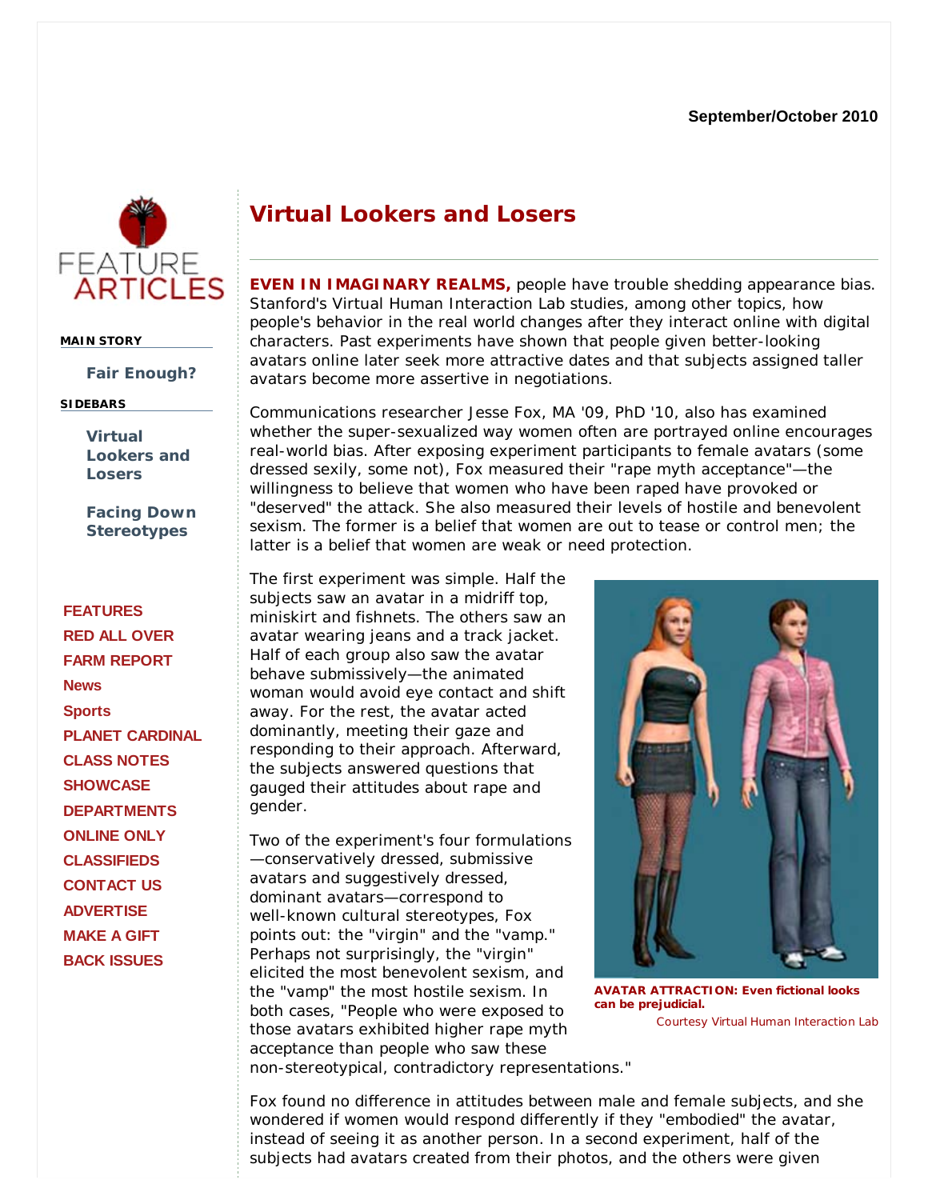September/October 2010

FEATURE ARTICLES

**MAIN STORY**

Fair Enough?

**SIDEBARS**

Virtual Lookers and Losers

Facing Down Stereotypes

FEATURES
RED ALL OVER
FARM REPORT
News
Sports
PLANET CARDINAL
CLASS NOTES
SHOWCASE
DEPARTMENTS
ONLINE ONLY
CLASSIFIEDS
CONTACT US
ADVERTISE
MAKE A GIFT
BACK ISSUES

# Virtual Lookers and Losers

**EVEN IN IMAGINARY REALMS,** people have trouble shedding appearance bias. Stanford's Virtual Human Interaction Lab studies, among other topics, how people's behavior in the real world changes after they interact online with digital characters. Past experiments have shown that people given better-looking avatars online later seek more attractive dates and that subjects assigned taller avatars become more assertive in negotiations.

Communications researcher Jesse Fox, MA '09, PhD '10, also has examined whether the super-sexualized way women often are portrayed online encourages real-world bias. After exposing experiment participants to female avatars (some dressed sexily, some not), Fox measured their "rape myth acceptance"—the willingness to believe that women who have been raped have provoked or "deserved" the attack. She also measured their levels of hostile and benevolent sexism. The former is a belief that women are out to tease or control men; the latter is a belief that women are weak or need protection.

The first experiment was simple. Half the subjects saw an avatar in a midriff top, miniskirt and fishnets. The others saw an avatar wearing jeans and a track jacket. Half of each group also saw the avatar behave submissively—the animated woman would avoid eye contact and shift away. For the rest, the avatar acted dominantly, meeting their gaze and responding to their approach. Afterward, the subjects answered questions that gauged their attitudes about rape and gender.

**AVATAR ATTRACTION: Even fictional looks can be prejudicial.**
Courtesy Virtual Human Interaction Lab

Two of the experiment's four formulations—conservatively dressed, submissive avatars and suggestively dressed, dominant avatars—correspond to well-known cultural stereotypes, Fox points out: the "virgin" and the "vamp." Perhaps not surprisingly, the "virgin" elicited the most benevolent sexism, and the "vamp" the most hostile sexism. In both cases, "People who were exposed to those avatars exhibited higher rape myth acceptance than people who saw these non-stereotypical, contradictory representations."

Fox found no difference in attitudes between male and female subjects, and she wondered if women would respond differently if they "embodied" the avatar, instead of seeing it as another person. In a second experiment, half of the subjects had avatars created from their photos, and the others were given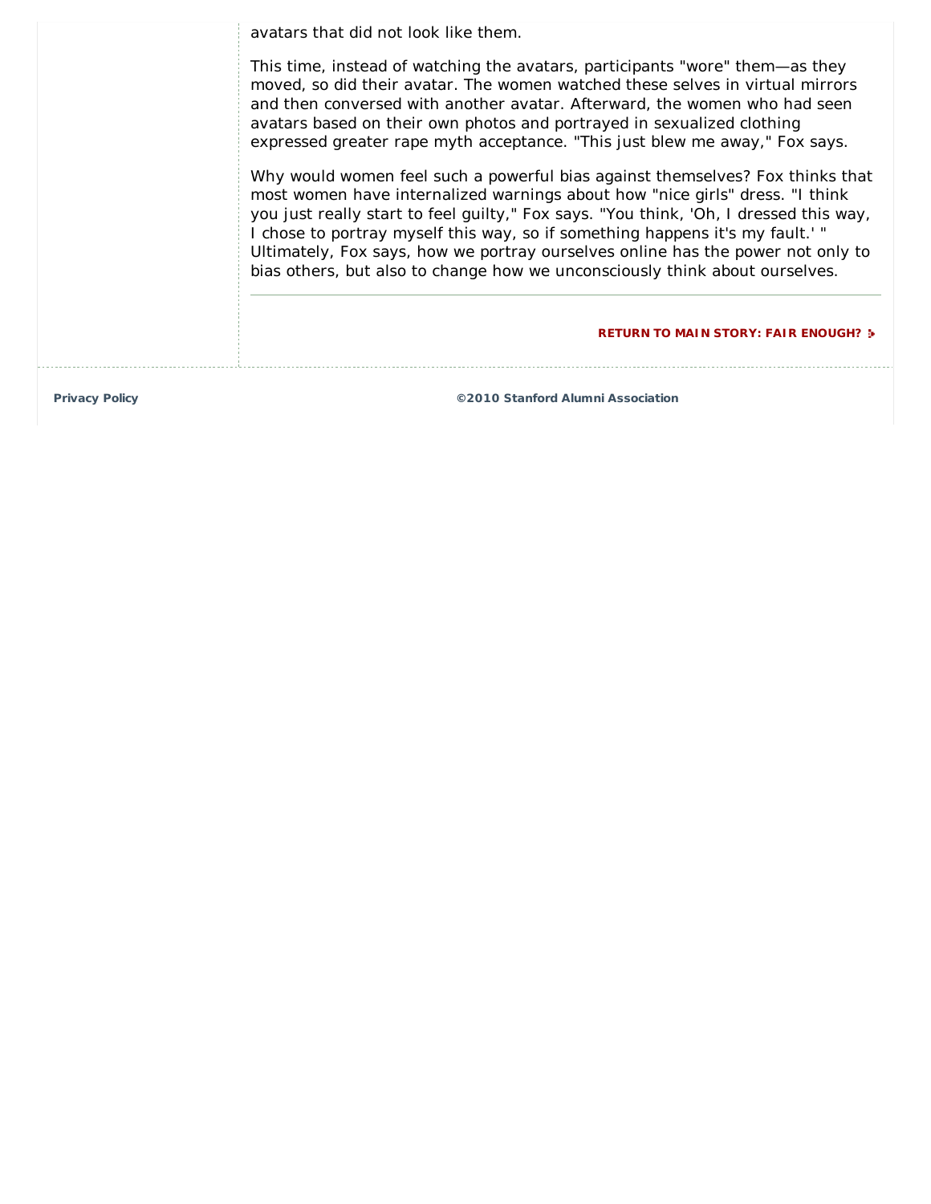avatars that did not look like them.

This time, instead of watching the avatars, participants "wore" them—as they moved, so did their avatar. The women watched these selves in virtual mirrors and then conversed with another avatar. Afterward, the women who had seen avatars based on their own photos and portrayed in sexualized clothing expressed greater rape myth acceptance. "This just blew me away," Fox says.

Why would women feel such a powerful bias against themselves? Fox thinks that most women have internalized warnings about how "nice girls" dress. "I think you just really start to feel guilty," Fox says. "You think, 'Oh, I dressed this way, I chose to portray myself this way, so if something happens it's my fault.' " Ultimately, Fox says, how we portray ourselves online has the power not only to bias others, but also to change how we unconsciously think about ourselves.

---

**RETURN TO MAIN STORY: FAIR ENOUGH?**

**Privacy Policy**

**©2010 Stanford Alumni Association**